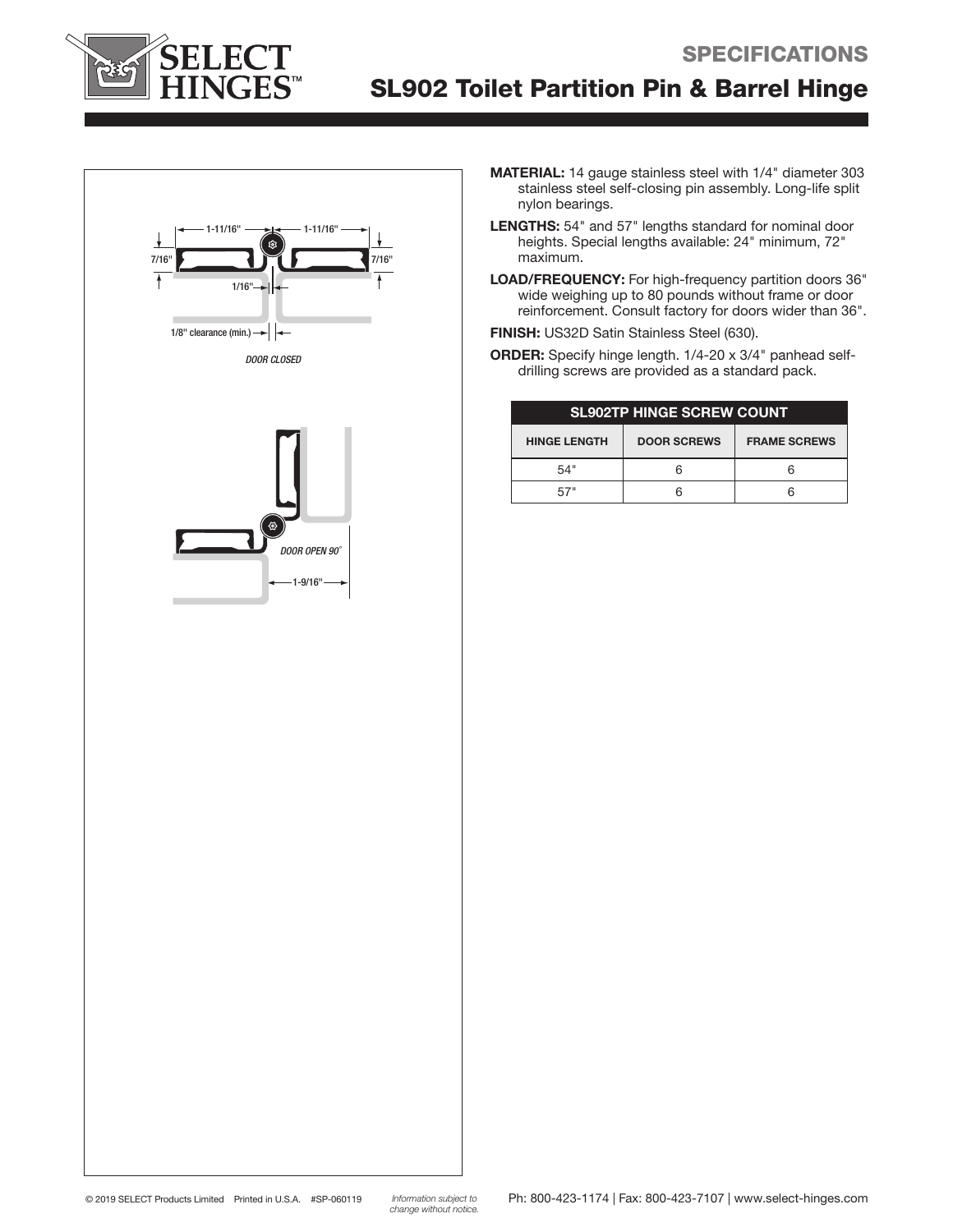# SPECIFICATIONS

## SL902 Toilet Partition Pin & Barrel Hinge

1-11/16" 1-11/16"

7/16" 7/16"

1/16"

1/8" clearance (min.)

*DOOR CLOSED*

*DOOR OPEN 90˚*

1-9/16"

**MATERIAL:** 14 gauge stainless steel with 1/4" diameter 303 stainless steel self-closing pin assembly. Long-life split nylon bearings.

**LENGTHS:** 54" and 57" lengths standard for nominal door heights. Special lengths available: 24" minimum, 72" maximum.

**LOAD/FREQUENCY:** For high-frequency partition doors 36" wide weighing up to 80 pounds without frame or door reinforcement. Consult factory for doors wider than 36".

**FINISH:** US32D Satin Stainless Steel (630).

**ORDER:** Specify hinge length. 1/4-20 x 3/4" panhead self-drilling screws are provided as a standard pack.

| SL902TP HINGE SCREW COUNT | | |
|---|---|---|
| HINGE LENGTH | DOOR SCREWS | FRAME SCREWS |
| 54" | 6 | 6 |
| 57" | 6 | 6 |

© 2019 SELECT Products Limited Printed in U.S.A. #SP-060119 *Information subject to change without notice.* Ph: 800-423-1174 | Fax: 800-423-7107 | www.select-hinges.com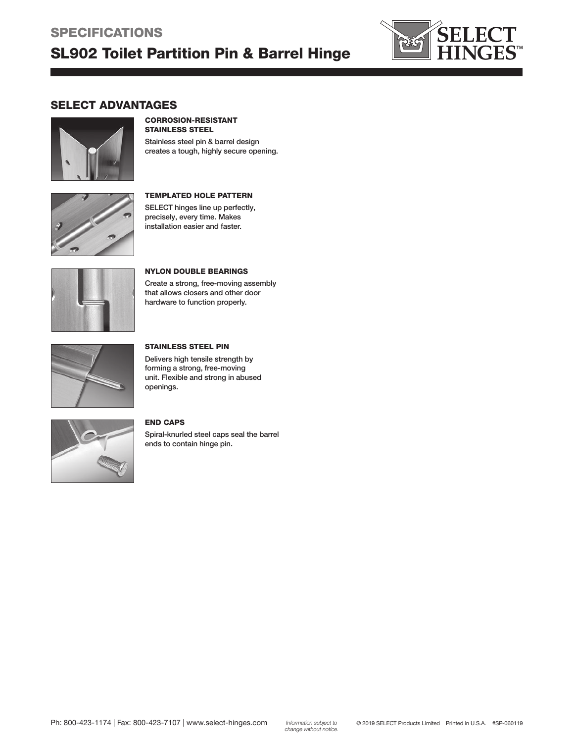# SPECIFICATIONS

## SL902 Toilet Partition Pin & Barrel Hinge

### SELECT ADVANTAGES

**CORROSION-RESISTANT STAINLESS STEEL**

Stainless steel pin & barrel design creates a tough, highly secure opening.

**TEMPLATED HOLE PATTERN**

SELECT hinges line up perfectly, precisely, every time. Makes installation easier and faster.

**NYLON DOUBLE BEARINGS**

Create a strong, free-moving assembly that allows closers and other door hardware to function properly.

**STAINLESS STEEL PIN**

Delivers high tensile strength by forming a strong, free-moving unit. Flexible and strong in abused openings.

**END CAPS**

Spiral-knurled steel caps seal the barrel ends to contain hinge pin.

Ph: 800-423-1174 | Fax: 800-423-7107 | www.select-hinges.com

*Information subject to change without notice.*

© 2019 SELECT Products Limited Printed in U.S.A. #SP-060119